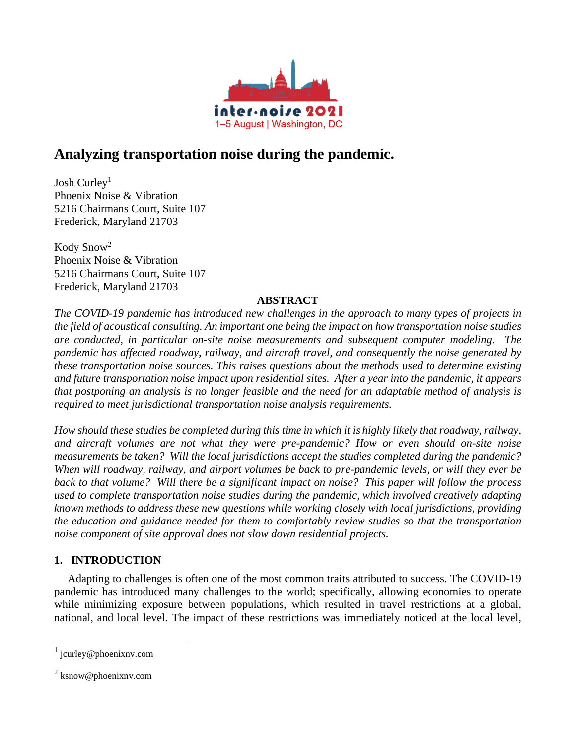# Analyzing transportation noise during the pandemic.

Josh Curley[1]
Phoenix Noise & Vibration
5216 Chairmans Court, Suite 107
Frederick, Maryland 21703

Kody Snow[2]
Phoenix Noise & Vibration
5216 Chairmans Court, Suite 107
Frederick, Maryland 21703

## ABSTRACT

*The COVID-19 pandemic has introduced new challenges in the approach to many types of projects in the field of acoustical consulting. An important one being the impact on how transportation noise studies are conducted, in particular on-site noise measurements and subsequent computer modeling. The pandemic has affected roadway, railway, and aircraft travel, and consequently the noise generated by these transportation noise sources. This raises questions about the methods used to determine existing and future transportation noise impact upon residential sites. After a year into the pandemic, it appears that postponing an analysis is no longer feasible and the need for an adaptable method of analysis is required to meet jurisdictional transportation noise analysis requirements.*

*How should these studies be completed during this time in which it is highly likely that roadway, railway, and aircraft volumes are not what they were pre-pandemic? How or even should on-site noise measurements be taken? Will the local jurisdictions accept the studies completed during the pandemic? When will roadway, railway, and airport volumes be back to pre-pandemic levels, or will they ever be back to that volume? Will there be a significant impact on noise? This paper will follow the process used to complete transportation noise studies during the pandemic, which involved creatively adapting known methods to address these new questions while working closely with local jurisdictions, providing the education and guidance needed for them to comfortably review studies so that the transportation noise component of site approval does not slow down residential projects.*

## 1. INTRODUCTION

Adapting to challenges is often one of the most common traits attributed to success. The COVID-19 pandemic has introduced many challenges to the world; specifically, allowing economies to operate while minimizing exposure between populations, which resulted in travel restrictions at a global, national, and local level. The impact of these restrictions was immediately noticed at the local level,

[1] jcurley@phoenixnv.com

[2] ksnow@phoenixnv.com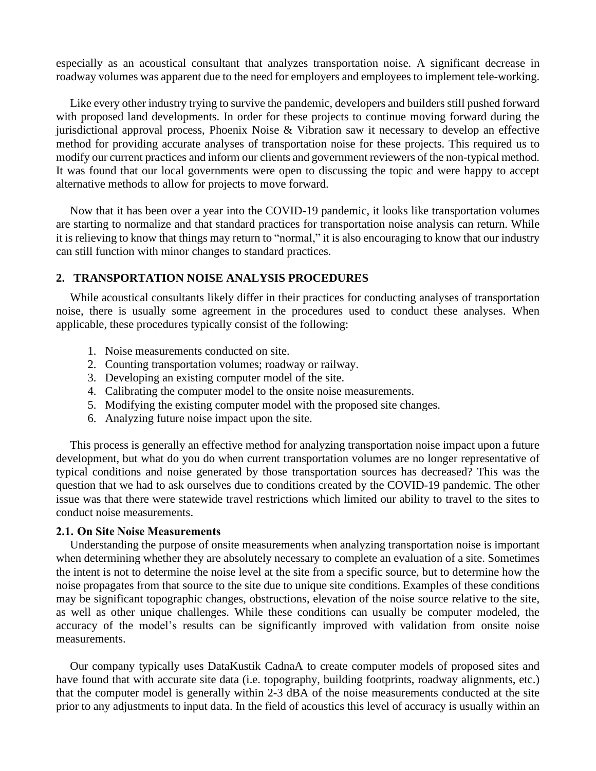especially as an acoustical consultant that analyzes transportation noise. A significant decrease in roadway volumes was apparent due to the need for employers and employees to implement tele-working.

Like every other industry trying to survive the pandemic, developers and builders still pushed forward with proposed land developments. In order for these projects to continue moving forward during the jurisdictional approval process, Phoenix Noise & Vibration saw it necessary to develop an effective method for providing accurate analyses of transportation noise for these projects. This required us to modify our current practices and inform our clients and government reviewers of the non-typical method. It was found that our local governments were open to discussing the topic and were happy to accept alternative methods to allow for projects to move forward.

Now that it has been over a year into the COVID-19 pandemic, it looks like transportation volumes are starting to normalize and that standard practices for transportation noise analysis can return. While it is relieving to know that things may return to "normal," it is also encouraging to know that our industry can still function with minor changes to standard practices.

## 2. TRANSPORTATION NOISE ANALYSIS PROCEDURES

While acoustical consultants likely differ in their practices for conducting analyses of transportation noise, there is usually some agreement in the procedures used to conduct these analyses. When applicable, these procedures typically consist of the following:

1. Noise measurements conducted on site.
2. Counting transportation volumes; roadway or railway.
3. Developing an existing computer model of the site.
4. Calibrating the computer model to the onsite noise measurements.
5. Modifying the existing computer model with the proposed site changes.
6. Analyzing future noise impact upon the site.

This process is generally an effective method for analyzing transportation noise impact upon a future development, but what do you do when current transportation volumes are no longer representative of typical conditions and noise generated by those transportation sources has decreased? This was the question that we had to ask ourselves due to conditions created by the COVID-19 pandemic. The other issue was that there were statewide travel restrictions which limited our ability to travel to the sites to conduct noise measurements.

### 2.1. On Site Noise Measurements

Understanding the purpose of onsite measurements when analyzing transportation noise is important when determining whether they are absolutely necessary to complete an evaluation of a site. Sometimes the intent is not to determine the noise level at the site from a specific source, but to determine how the noise propagates from that source to the site due to unique site conditions. Examples of these conditions may be significant topographic changes, obstructions, elevation of the noise source relative to the site, as well as other unique challenges. While these conditions can usually be computer modeled, the accuracy of the model's results can be significantly improved with validation from onsite noise measurements.

Our company typically uses DataKustik CadnaA to create computer models of proposed sites and have found that with accurate site data (i.e. topography, building footprints, roadway alignments, etc.) that the computer model is generally within 2-3 dBA of the noise measurements conducted at the site prior to any adjustments to input data. In the field of acoustics this level of accuracy is usually within an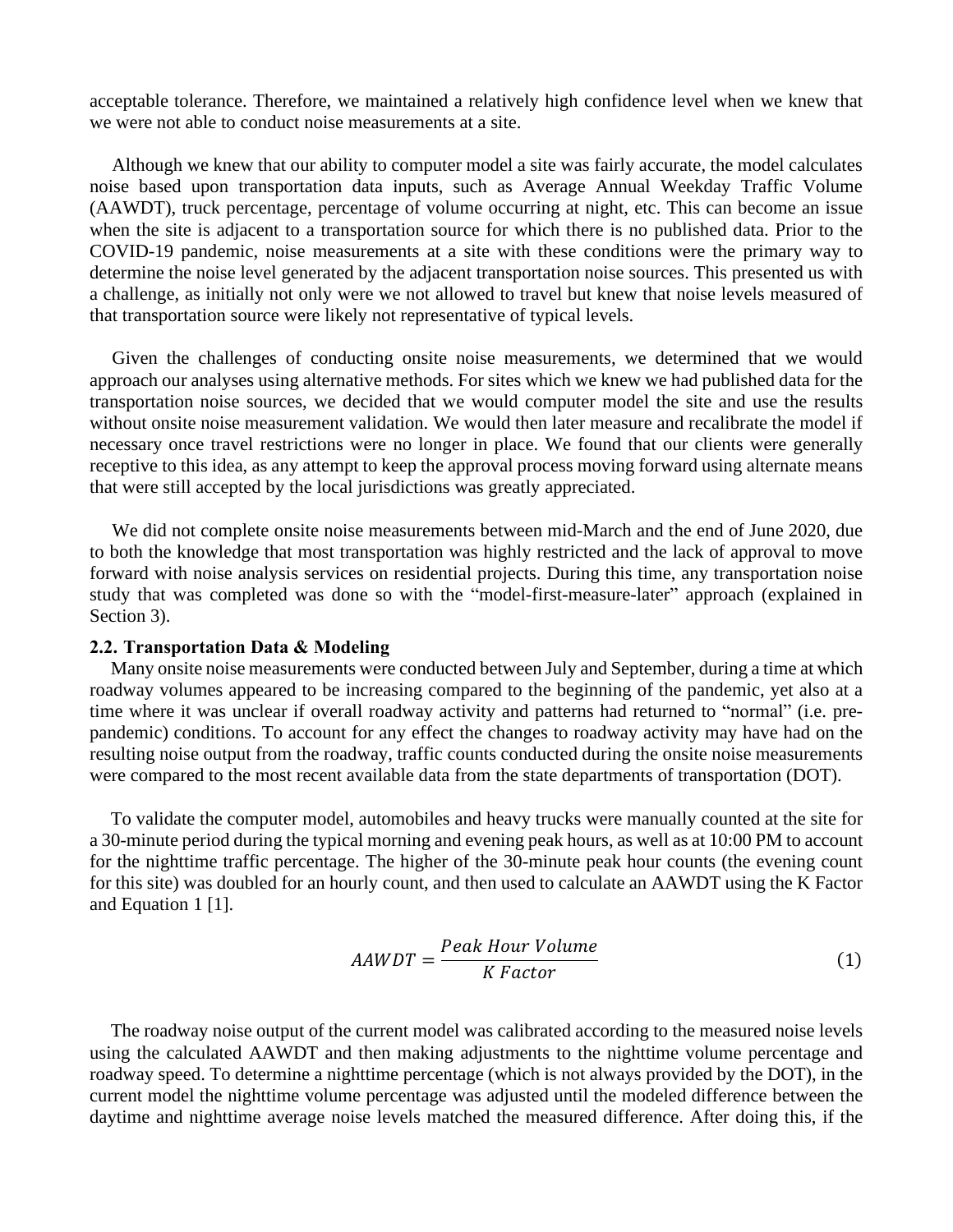acceptable tolerance. Therefore, we maintained a relatively high confidence level when we knew that we were not able to conduct noise measurements at a site.

Although we knew that our ability to computer model a site was fairly accurate, the model calculates noise based upon transportation data inputs, such as Average Annual Weekday Traffic Volume (AAWDT), truck percentage, percentage of volume occurring at night, etc. This can become an issue when the site is adjacent to a transportation source for which there is no published data. Prior to the COVID-19 pandemic, noise measurements at a site with these conditions were the primary way to determine the noise level generated by the adjacent transportation noise sources. This presented us with a challenge, as initially not only were we not allowed to travel but knew that noise levels measured of that transportation source were likely not representative of typical levels.

Given the challenges of conducting onsite noise measurements, we determined that we would approach our analyses using alternative methods. For sites which we knew we had published data for the transportation noise sources, we decided that we would computer model the site and use the results without onsite noise measurement validation. We would then later measure and recalibrate the model if necessary once travel restrictions were no longer in place. We found that our clients were generally receptive to this idea, as any attempt to keep the approval process moving forward using alternate means that were still accepted by the local jurisdictions was greatly appreciated.

We did not complete onsite noise measurements between mid-March and the end of June 2020, due to both the knowledge that most transportation was highly restricted and the lack of approval to move forward with noise analysis services on residential projects. During this time, any transportation noise study that was completed was done so with the "model-first-measure-later" approach (explained in Section 3).

### 2.2. Transportation Data & Modeling

Many onsite noise measurements were conducted between July and September, during a time at which roadway volumes appeared to be increasing compared to the beginning of the pandemic, yet also at a time where it was unclear if overall roadway activity and patterns had returned to "normal" (i.e. pre-pandemic) conditions. To account for any effect the changes to roadway activity may have had on the resulting noise output from the roadway, traffic counts conducted during the onsite noise measurements were compared to the most recent available data from the state departments of transportation (DOT).

To validate the computer model, automobiles and heavy trucks were manually counted at the site for a 30-minute period during the typical morning and evening peak hours, as well as at 10:00 PM to account for the nighttime traffic percentage. The higher of the 30-minute peak hour counts (the evening count for this site) was doubled for an hourly count, and then used to calculate an AAWDT using the K Factor and Equation 1 [1].

$$AAWDT = \frac{Peak\ Hour\ Volume}{K\ Factor} \tag{1}$$

The roadway noise output of the current model was calibrated according to the measured noise levels using the calculated AAWDT and then making adjustments to the nighttime volume percentage and roadway speed. To determine a nighttime percentage (which is not always provided by the DOT), in the current model the nighttime volume percentage was adjusted until the modeled difference between the daytime and nighttime average noise levels matched the measured difference. After doing this, if the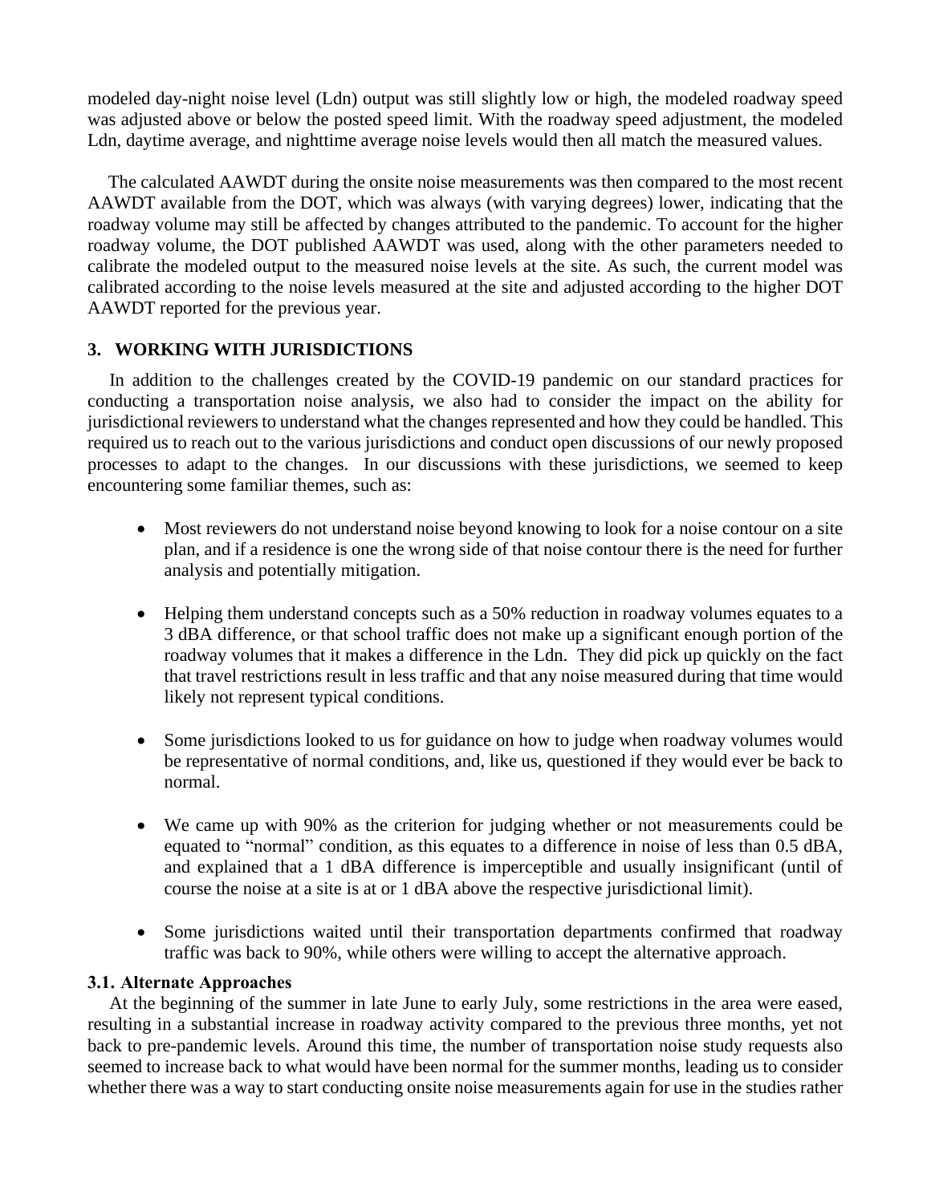modeled day-night noise level (Ldn) output was still slightly low or high, the modeled roadway speed was adjusted above or below the posted speed limit. With the roadway speed adjustment, the modeled Ldn, daytime average, and nighttime average noise levels would then all match the measured values.

The calculated AAWDT during the onsite noise measurements was then compared to the most recent AAWDT available from the DOT, which was always (with varying degrees) lower, indicating that the roadway volume may still be affected by changes attributed to the pandemic. To account for the higher roadway volume, the DOT published AAWDT was used, along with the other parameters needed to calibrate the modeled output to the measured noise levels at the site. As such, the current model was calibrated according to the noise levels measured at the site and adjusted according to the higher DOT AAWDT reported for the previous year.

## 3. WORKING WITH JURISDICTIONS

In addition to the challenges created by the COVID-19 pandemic on our standard practices for conducting a transportation noise analysis, we also had to consider the impact on the ability for jurisdictional reviewers to understand what the changes represented and how they could be handled. This required us to reach out to the various jurisdictions and conduct open discussions of our newly proposed processes to adapt to the changes. In our discussions with these jurisdictions, we seemed to keep encountering some familiar themes, such as:

- Most reviewers do not understand noise beyond knowing to look for a noise contour on a site plan, and if a residence is one the wrong side of that noise contour there is the need for further analysis and potentially mitigation.
- Helping them understand concepts such as a 50% reduction in roadway volumes equates to a 3 dBA difference, or that school traffic does not make up a significant enough portion of the roadway volumes that it makes a difference in the Ldn. They did pick up quickly on the fact that travel restrictions result in less traffic and that any noise measured during that time would likely not represent typical conditions.
- Some jurisdictions looked to us for guidance on how to judge when roadway volumes would be representative of normal conditions, and, like us, questioned if they would ever be back to normal.
- We came up with 90% as the criterion for judging whether or not measurements could be equated to "normal" condition, as this equates to a difference in noise of less than 0.5 dBA, and explained that a 1 dBA difference is imperceptible and usually insignificant (until of course the noise at a site is at or 1 dBA above the respective jurisdictional limit).
- Some jurisdictions waited until their transportation departments confirmed that roadway traffic was back to 90%, while others were willing to accept the alternative approach.

### 3.1. Alternate Approaches

At the beginning of the summer in late June to early July, some restrictions in the area were eased, resulting in a substantial increase in roadway activity compared to the previous three months, yet not back to pre-pandemic levels. Around this time, the number of transportation noise study requests also seemed to increase back to what would have been normal for the summer months, leading us to consider whether there was a way to start conducting onsite noise measurements again for use in the studies rather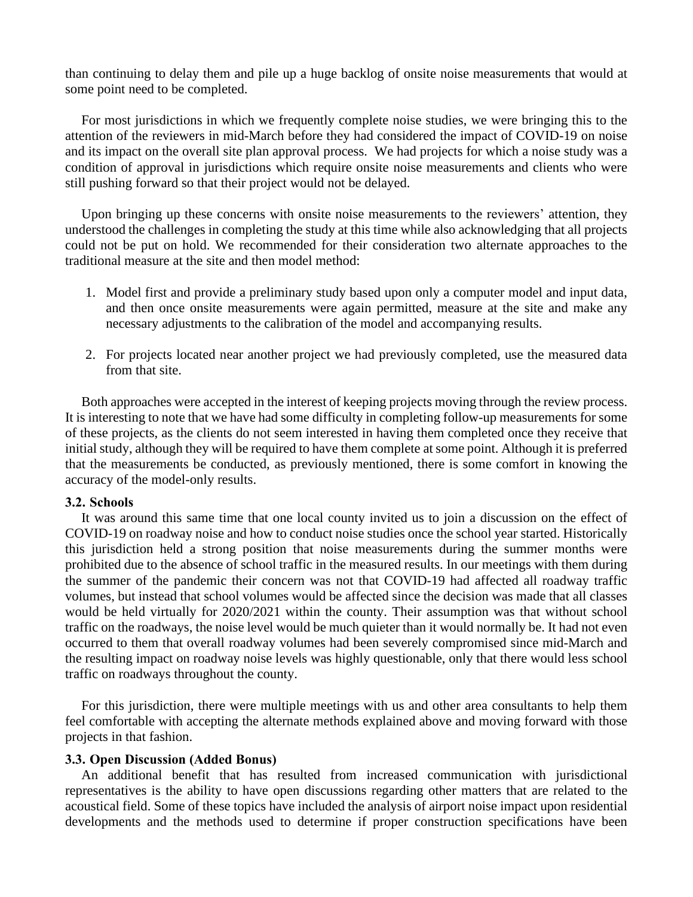than continuing to delay them and pile up a huge backlog of onsite noise measurements that would at some point need to be completed.

For most jurisdictions in which we frequently complete noise studies, we were bringing this to the attention of the reviewers in mid-March before they had considered the impact of COVID-19 on noise and its impact on the overall site plan approval process. We had projects for which a noise study was a condition of approval in jurisdictions which require onsite noise measurements and clients who were still pushing forward so that their project would not be delayed.

Upon bringing up these concerns with onsite noise measurements to the reviewers' attention, they understood the challenges in completing the study at this time while also acknowledging that all projects could not be put on hold. We recommended for their consideration two alternate approaches to the traditional measure at the site and then model method:

1. Model first and provide a preliminary study based upon only a computer model and input data, and then once onsite measurements were again permitted, measure at the site and make any necessary adjustments to the calibration of the model and accompanying results.

2. For projects located near another project we had previously completed, use the measured data from that site.

Both approaches were accepted in the interest of keeping projects moving through the review process. It is interesting to note that we have had some difficulty in completing follow-up measurements for some of these projects, as the clients do not seem interested in having them completed once they receive that initial study, although they will be required to have them complete at some point. Although it is preferred that the measurements be conducted, as previously mentioned, there is some comfort in knowing the accuracy of the model-only results.

### 3.2. Schools

It was around this same time that one local county invited us to join a discussion on the effect of COVID-19 on roadway noise and how to conduct noise studies once the school year started. Historically this jurisdiction held a strong position that noise measurements during the summer months were prohibited due to the absence of school traffic in the measured results. In our meetings with them during the summer of the pandemic their concern was not that COVID-19 had affected all roadway traffic volumes, but instead that school volumes would be affected since the decision was made that all classes would be held virtually for 2020/2021 within the county. Their assumption was that without school traffic on the roadways, the noise level would be much quieter than it would normally be. It had not even occurred to them that overall roadway volumes had been severely compromised since mid-March and the resulting impact on roadway noise levels was highly questionable, only that there would less school traffic on roadways throughout the county.

For this jurisdiction, there were multiple meetings with us and other area consultants to help them feel comfortable with accepting the alternate methods explained above and moving forward with those projects in that fashion.

### 3.3. Open Discussion (Added Bonus)

An additional benefit that has resulted from increased communication with jurisdictional representatives is the ability to have open discussions regarding other matters that are related to the acoustical field. Some of these topics have included the analysis of airport noise impact upon residential developments and the methods used to determine if proper construction specifications have been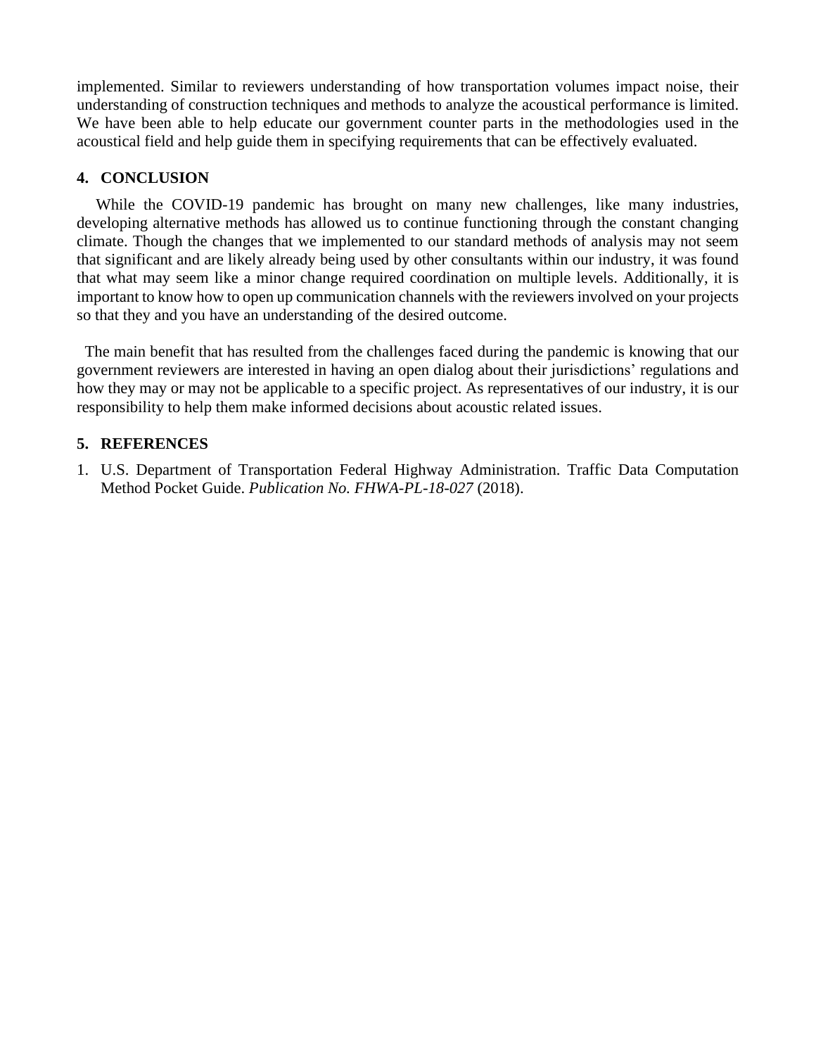implemented. Similar to reviewers understanding of how transportation volumes impact noise, their understanding of construction techniques and methods to analyze the acoustical performance is limited. We have been able to help educate our government counter parts in the methodologies used in the acoustical field and help guide them in specifying requirements that can be effectively evaluated.

## 4. CONCLUSION

While the COVID-19 pandemic has brought on many new challenges, like many industries, developing alternative methods has allowed us to continue functioning through the constant changing climate. Though the changes that we implemented to our standard methods of analysis may not seem that significant and are likely already being used by other consultants within our industry, it was found that what may seem like a minor change required coordination on multiple levels. Additionally, it is important to know how to open up communication channels with the reviewers involved on your projects so that they and you have an understanding of the desired outcome.

The main benefit that has resulted from the challenges faced during the pandemic is knowing that our government reviewers are interested in having an open dialog about their jurisdictions' regulations and how they may or may not be applicable to a specific project. As representatives of our industry, it is our responsibility to help them make informed decisions about acoustic related issues.

## 5. REFERENCES

1. U.S. Department of Transportation Federal Highway Administration. Traffic Data Computation Method Pocket Guide. *Publication No. FHWA-PL-18-027* (2018).